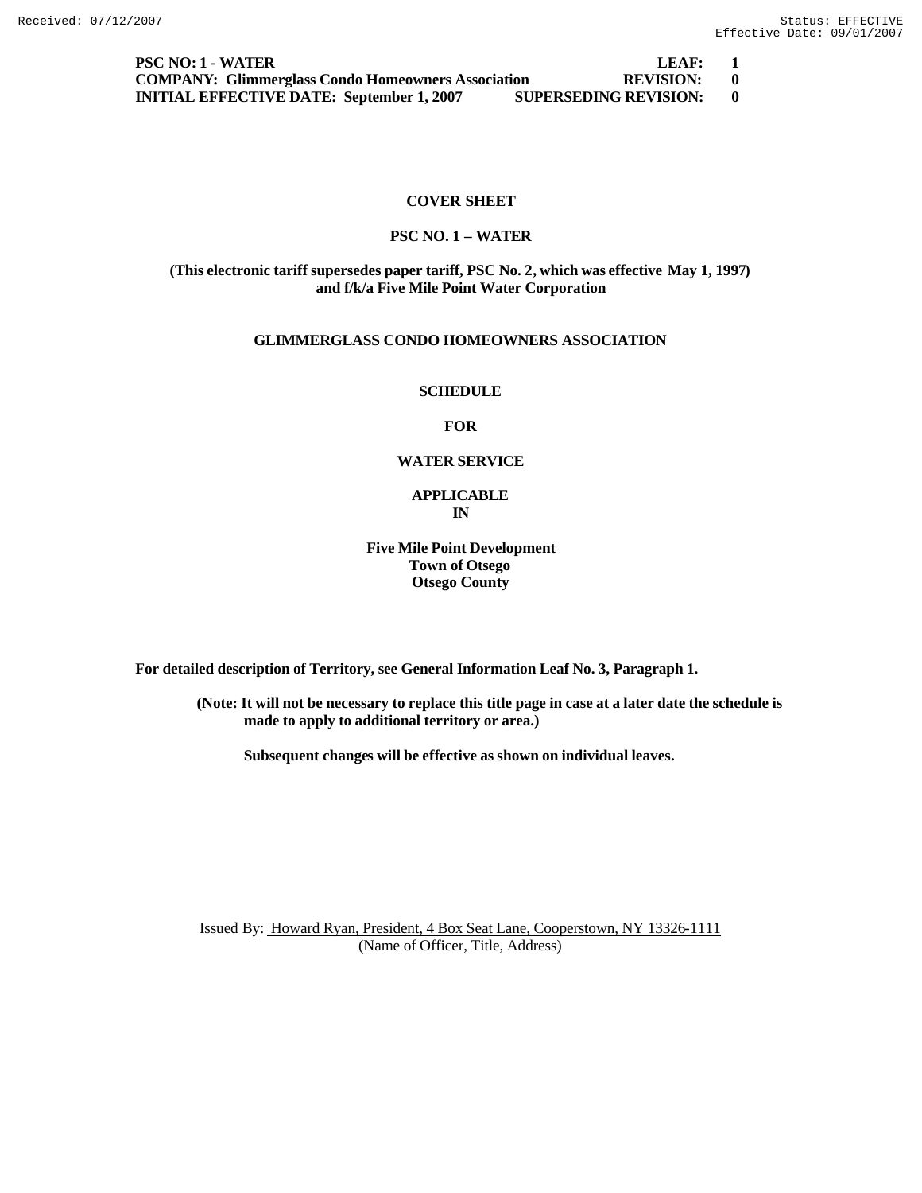**PSC NO: 1 - WATER** | **LEAF: 1**
**COMPANY: Glimmerglass Condo Homeowners Association** | **REVISION: 0**
**INITIAL EFFECTIVE DATE: September 1, 2007** | **SUPERSEDING REVISION: 0**

**COVER SHEET**

**PSC NO. 1 – WATER**

**(This electronic tariff supersedes paper tariff, PSC No. 2, which was effective May 1, 1997) and f/k/a Five Mile Point Water Corporation**

**GLIMMERGLASS CONDO HOMEOWNERS ASSOCIATION**

**SCHEDULE**

**FOR**

**WATER SERVICE**

**APPLICABLE IN**

**Five Mile Point Development**
**Town of Otsego**
**Otsego County**

**For detailed description of Territory, see General Information Leaf No. 3, Paragraph 1.**

**(Note: It will not be necessary to replace this title page in case at a later date the schedule is made to apply to additional territory or area.)**

**Subsequent changes will be effective as shown on individual leaves.**

Issued By: Howard Ryan, President, 4 Box Seat Lane, Cooperstown, NY 13326-1111
(Name of Officer, Title, Address)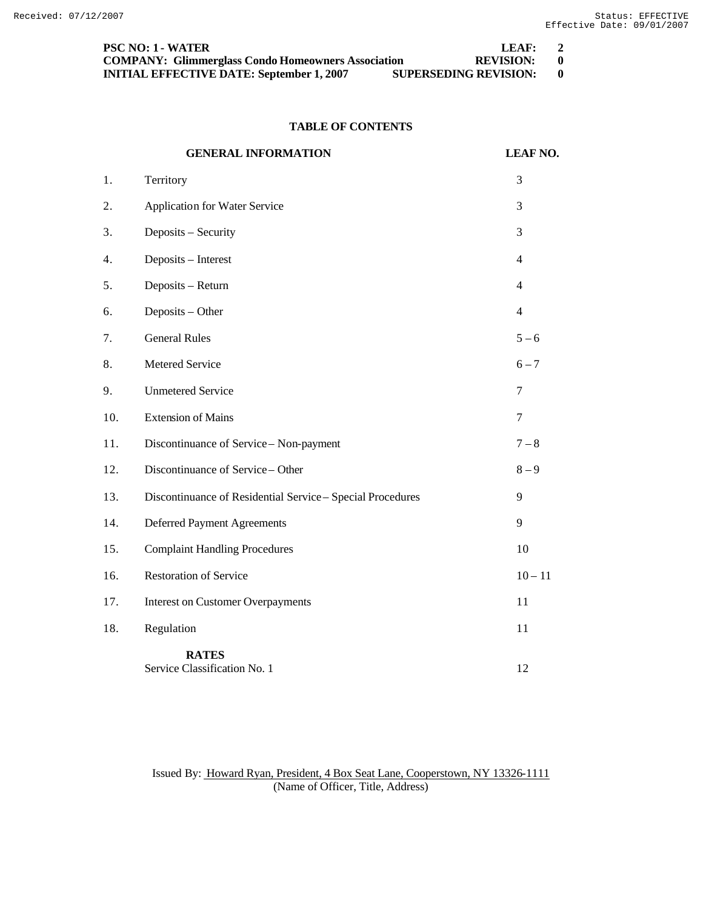**PSC NO: 1 - WATER** **LEAF: 2**
**COMPANY: Glimmerglass Condo Homeowners Association** **REVISION: 0**
**INITIAL EFFECTIVE DATE: September 1, 2007** **SUPERSEDING REVISION: 0**

## TABLE OF CONTENTS

| | GENERAL INFORMATION | LEAF NO. |
|---|---|---|
| 1. | Territory | 3 |
| 2. | Application for Water Service | 3 |
| 3. | Deposits – Security | 3 |
| 4. | Deposits – Interest | 4 |
| 5. | Deposits – Return | 4 |
| 6. | Deposits – Other | 4 |
| 7. | General Rules | 5 – 6 |
| 8. | Metered Service | 6 – 7 |
| 9. | Unmetered Service | 7 |
| 10. | Extension of Mains | 7 |
| 11. | Discontinuance of Service – Non-payment | 7 – 8 |
| 12. | Discontinuance of Service – Other | 8 – 9 |
| 13. | Discontinuance of Residential Service – Special Procedures | 9 |
| 14. | Deferred Payment Agreements | 9 |
| 15. | Complaint Handling Procedures | 10 |
| 16. | Restoration of Service | 10 – 11 |
| 17. | Interest on Customer Overpayments | 11 |
| 18. | Regulation | 11 |
| | **RATES** | |
| | Service Classification No. 1 | 12 |

Issued By: Howard Ryan, President, 4 Box Seat Lane, Cooperstown, NY 13326-1111
(Name of Officer, Title, Address)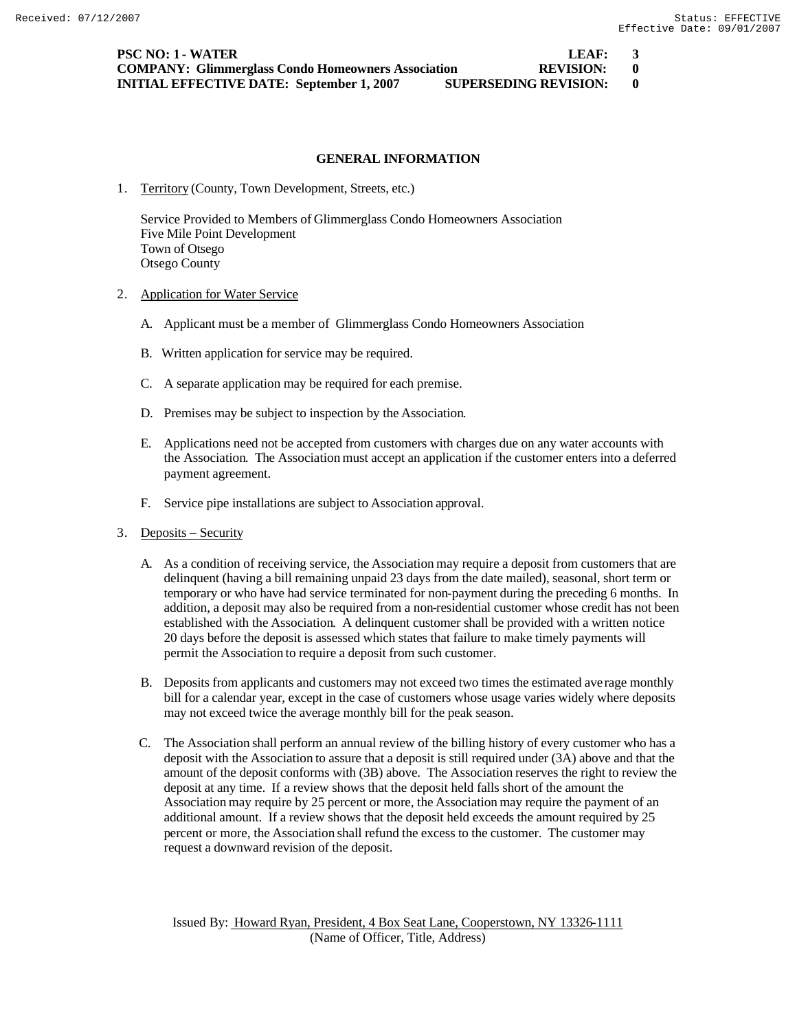**PSC NO: 1 - WATER** **LEAF: 3**
**COMPANY: Glimmerglass Condo Homeowners Association** **REVISION: 0**
**INITIAL EFFECTIVE DATE: September 1, 2007** **SUPERSEDING REVISION: 0**

## GENERAL INFORMATION

1. Territory (County, Town Development, Streets, etc.)

   Service Provided to Members of Glimmerglass Condo Homeowners Association
   Five Mile Point Development
   Town of Otsego
   Otsego County

2. Application for Water Service

   A. Applicant must be a member of Glimmerglass Condo Homeowners Association

   B. Written application for service may be required.

   C. A separate application may be required for each premise.

   D. Premises may be subject to inspection by the Association.

   E. Applications need not be accepted from customers with charges due on any water accounts with the Association. The Association must accept an application if the customer enters into a deferred payment agreement.

   F. Service pipe installations are subject to Association approval.

3. Deposits – Security

   A. As a condition of receiving service, the Association may require a deposit from customers that are delinquent (having a bill remaining unpaid 23 days from the date mailed), seasonal, short term or temporary or who have had service terminated for non-payment during the preceding 6 months. In addition, a deposit may also be required from a non-residential customer whose credit has not been established with the Association. A delinquent customer shall be provided with a written notice 20 days before the deposit is assessed which states that failure to make timely payments will permit the Association to require a deposit from such customer.

   B. Deposits from applicants and customers may not exceed two times the estimated average monthly bill for a calendar year, except in the case of customers whose usage varies widely where deposits may not exceed twice the average monthly bill for the peak season.

   C. The Association shall perform an annual review of the billing history of every customer who has a deposit with the Association to assure that a deposit is still required under (3A) above and that the amount of the deposit conforms with (3B) above. The Association reserves the right to review the deposit at any time. If a review shows that the deposit held falls short of the amount the Association may require by 25 percent or more, the Association may require the payment of an additional amount. If a review shows that the deposit held exceeds the amount required by 25 percent or more, the Association shall refund the excess to the customer. The customer may request a downward revision of the deposit.

Issued By: Howard Ryan, President, 4 Box Seat Lane, Cooperstown, NY 13326-1111
(Name of Officer, Title, Address)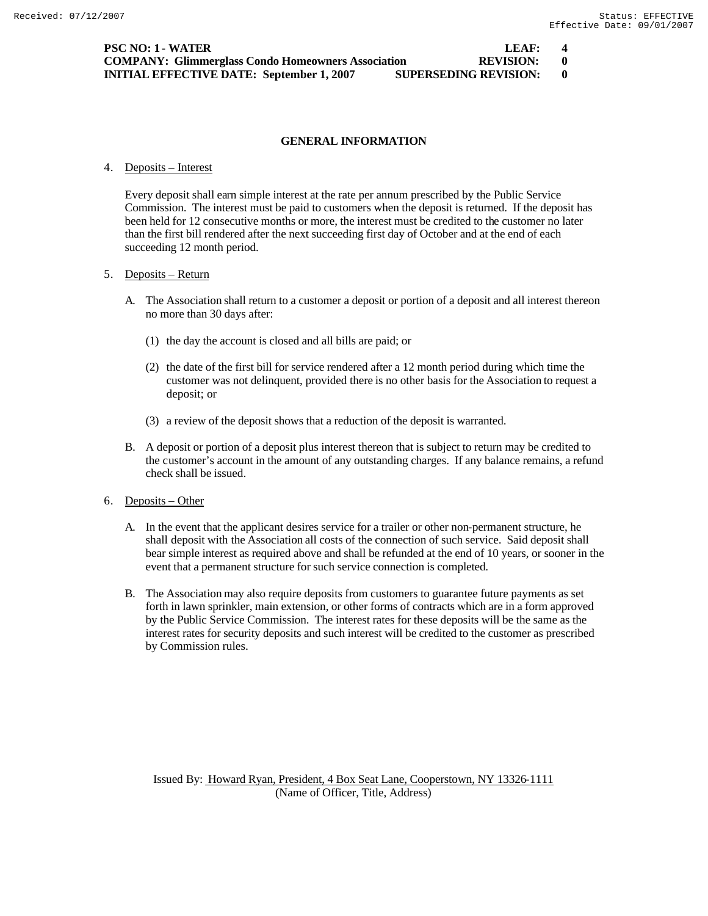**PSC NO: 1 - WATER** **LEAF: 4**
**COMPANY: Glimmerglass Condo Homeowners Association** **REVISION: 0**
**INITIAL EFFECTIVE DATE: September 1, 2007** **SUPERSEDING REVISION: 0**

## GENERAL INFORMATION

4. Deposits – Interest

   Every deposit shall earn simple interest at the rate per annum prescribed by the Public Service Commission. The interest must be paid to customers when the deposit is returned. If the deposit has been held for 12 consecutive months or more, the interest must be credited to the customer no later than the first bill rendered after the next succeeding first day of October and at the end of each succeeding 12 month period.

5. Deposits – Return

   A. The Association shall return to a customer a deposit or portion of a deposit and all interest thereon no more than 30 days after:

      (1) the day the account is closed and all bills are paid; or

      (2) the date of the first bill for service rendered after a 12 month period during which time the customer was not delinquent, provided there is no other basis for the Association to request a deposit; or

      (3) a review of the deposit shows that a reduction of the deposit is warranted.

   B. A deposit or portion of a deposit plus interest thereon that is subject to return may be credited to the customer's account in the amount of any outstanding charges. If any balance remains, a refund check shall be issued.

6. Deposits – Other

   A. In the event that the applicant desires service for a trailer or other non-permanent structure, he shall deposit with the Association all costs of the connection of such service. Said deposit shall bear simple interest as required above and shall be refunded at the end of 10 years, or sooner in the event that a permanent structure for such service connection is completed.

   B. The Association may also require deposits from customers to guarantee future payments as set forth in lawn sprinkler, main extension, or other forms of contracts which are in a form approved by the Public Service Commission. The interest rates for these deposits will be the same as the interest rates for security deposits and such interest will be credited to the customer as prescribed by Commission rules.

Issued By: Howard Ryan, President, 4 Box Seat Lane, Cooperstown, NY 13326-1111
(Name of Officer, Title, Address)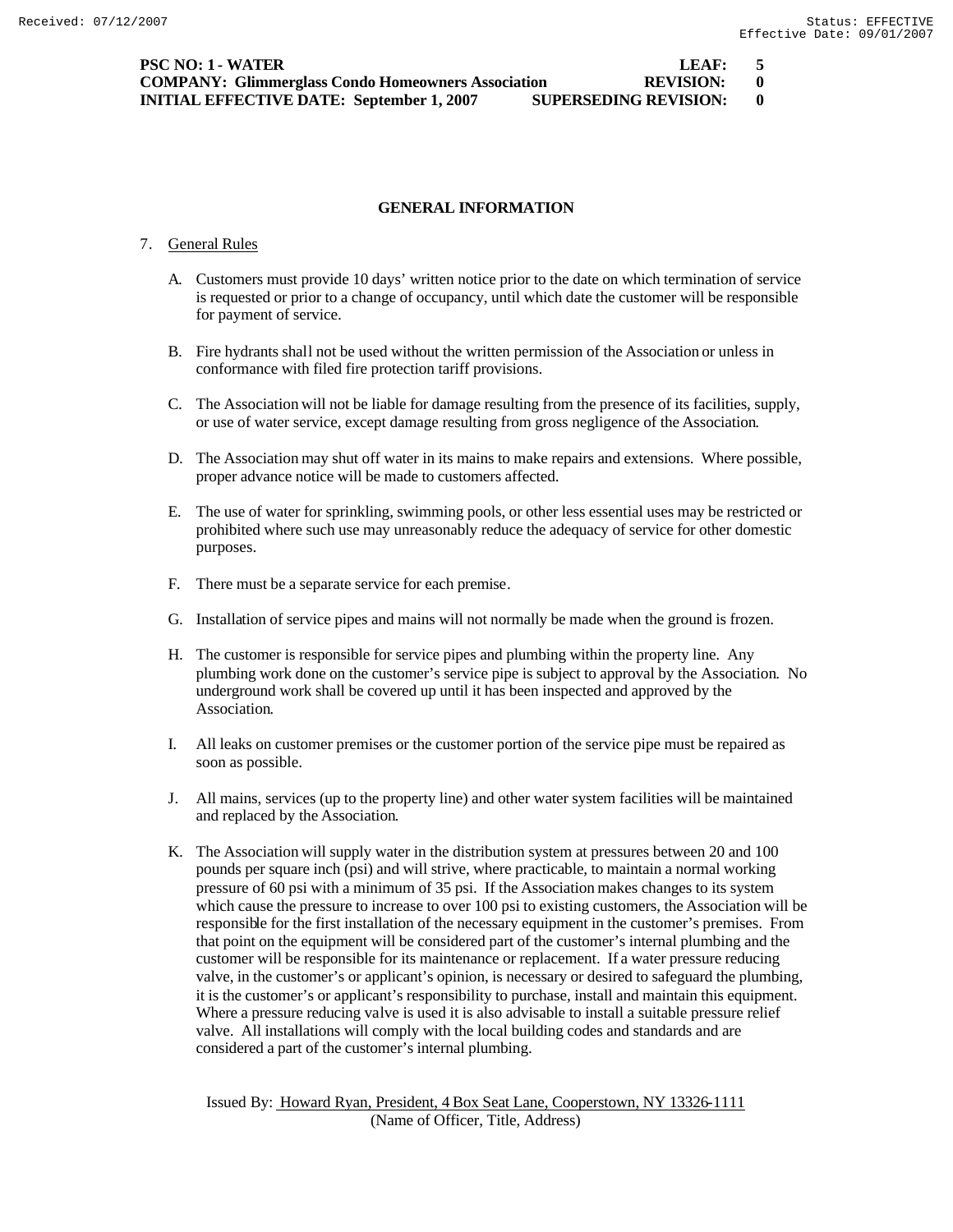Received: 07/12/2007 Status: EFFECTIVE Effective Date: 09/01/2007

**PSC NO: 1 - WATER LEAF: 5**
**COMPANY: Glimmerglass Condo Homeowners Association REVISION: 0**
**INITIAL EFFECTIVE DATE: September 1, 2007 SUPERSEDING REVISION: 0**

## GENERAL INFORMATION

7. General Rules

   A. Customers must provide 10 days' written notice prior to the date on which termination of service is requested or prior to a change of occupancy, until which date the customer will be responsible for payment of service.

   B. Fire hydrants shall not be used without the written permission of the Association or unless in conformance with filed fire protection tariff provisions.

   C. The Association will not be liable for damage resulting from the presence of its facilities, supply, or use of water service, except damage resulting from gross negligence of the Association.

   D. The Association may shut off water in its mains to make repairs and extensions. Where possible, proper advance notice will be made to customers affected.

   E. The use of water for sprinkling, swimming pools, or other less essential uses may be restricted or prohibited where such use may unreasonably reduce the adequacy of service for other domestic purposes.

   F. There must be a separate service for each premise.

   G. Installation of service pipes and mains will not normally be made when the ground is frozen.

   H. The customer is responsible for service pipes and plumbing within the property line. Any plumbing work done on the customer's service pipe is subject to approval by the Association. No underground work shall be covered up until it has been inspected and approved by the Association.

   I. All leaks on customer premises or the customer portion of the service pipe must be repaired as soon as possible.

   J. All mains, services (up to the property line) and other water system facilities will be maintained and replaced by the Association.

   K. The Association will supply water in the distribution system at pressures between 20 and 100 pounds per square inch (psi) and will strive, where practicable, to maintain a normal working pressure of 60 psi with a minimum of 35 psi. If the Association makes changes to its system which cause the pressure to increase to over 100 psi to existing customers, the Association will be responsible for the first installation of the necessary equipment in the customer's premises. From that point on the equipment will be considered part of the customer's internal plumbing and the customer will be responsible for its maintenance or replacement. If a water pressure reducing valve, in the customer's or applicant's opinion, is necessary or desired to safeguard the plumbing, it is the customer's or applicant's responsibility to purchase, install and maintain this equipment. Where a pressure reducing valve is used it is also advisable to install a suitable pressure relief valve. All installations will comply with the local building codes and standards and are considered a part of the customer's internal plumbing.

Issued By: Howard Ryan, President, 4 Box Seat Lane, Cooperstown, NY 13326-1111
(Name of Officer, Title, Address)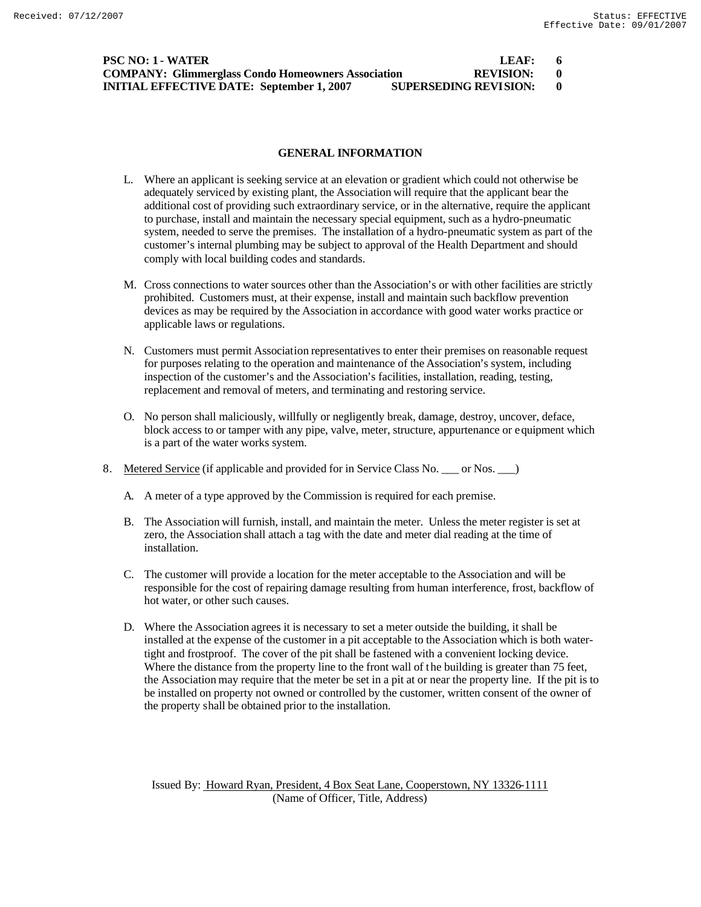**PSC NO: 1 - WATER** **LEAF: 6**
**COMPANY: Glimmerglass Condo Homeowners Association** **REVISION: 0**
**INITIAL EFFECTIVE DATE: September 1, 2007** **SUPERSEDING REVISION: 0**

## GENERAL INFORMATION

L. Where an applicant is seeking service at an elevation or gradient which could not otherwise be adequately serviced by existing plant, the Association will require that the applicant bear the additional cost of providing such extraordinary service, or in the alternative, require the applicant to purchase, install and maintain the necessary special equipment, such as a hydro-pneumatic system, needed to serve the premises. The installation of a hydro-pneumatic system as part of the customer's internal plumbing may be subject to approval of the Health Department and should comply with local building codes and standards.

M. Cross connections to water sources other than the Association's or with other facilities are strictly prohibited. Customers must, at their expense, install and maintain such backflow prevention devices as may be required by the Association in accordance with good water works practice or applicable laws or regulations.

N. Customers must permit Association representatives to enter their premises on reasonable request for purposes relating to the operation and maintenance of the Association's system, including inspection of the customer's and the Association's facilities, installation, reading, testing, replacement and removal of meters, and terminating and restoring service.

O. No person shall maliciously, willfully or negligently break, damage, destroy, uncover, deface, block access to or tamper with any pipe, valve, meter, structure, appurtenance or equipment which is a part of the water works system.

8. Metered Service (if applicable and provided for in Service Class No. ___ or Nos. ___)

A. A meter of a type approved by the Commission is required for each premise.

B. The Association will furnish, install, and maintain the meter. Unless the meter register is set at zero, the Association shall attach a tag with the date and meter dial reading at the time of installation.

C. The customer will provide a location for the meter acceptable to the Association and will be responsible for the cost of repairing damage resulting from human interference, frost, backflow of hot water, or other such causes.

D. Where the Association agrees it is necessary to set a meter outside the building, it shall be installed at the expense of the customer in a pit acceptable to the Association which is both water-tight and frostproof. The cover of the pit shall be fastened with a convenient locking device. Where the distance from the property line to the front wall of the building is greater than 75 feet, the Association may require that the meter be set in a pit at or near the property line. If the pit is to be installed on property not owned or controlled by the customer, written consent of the owner of the property shall be obtained prior to the installation.

Issued By: Howard Ryan, President, 4 Box Seat Lane, Cooperstown, NY 13326-1111
(Name of Officer, Title, Address)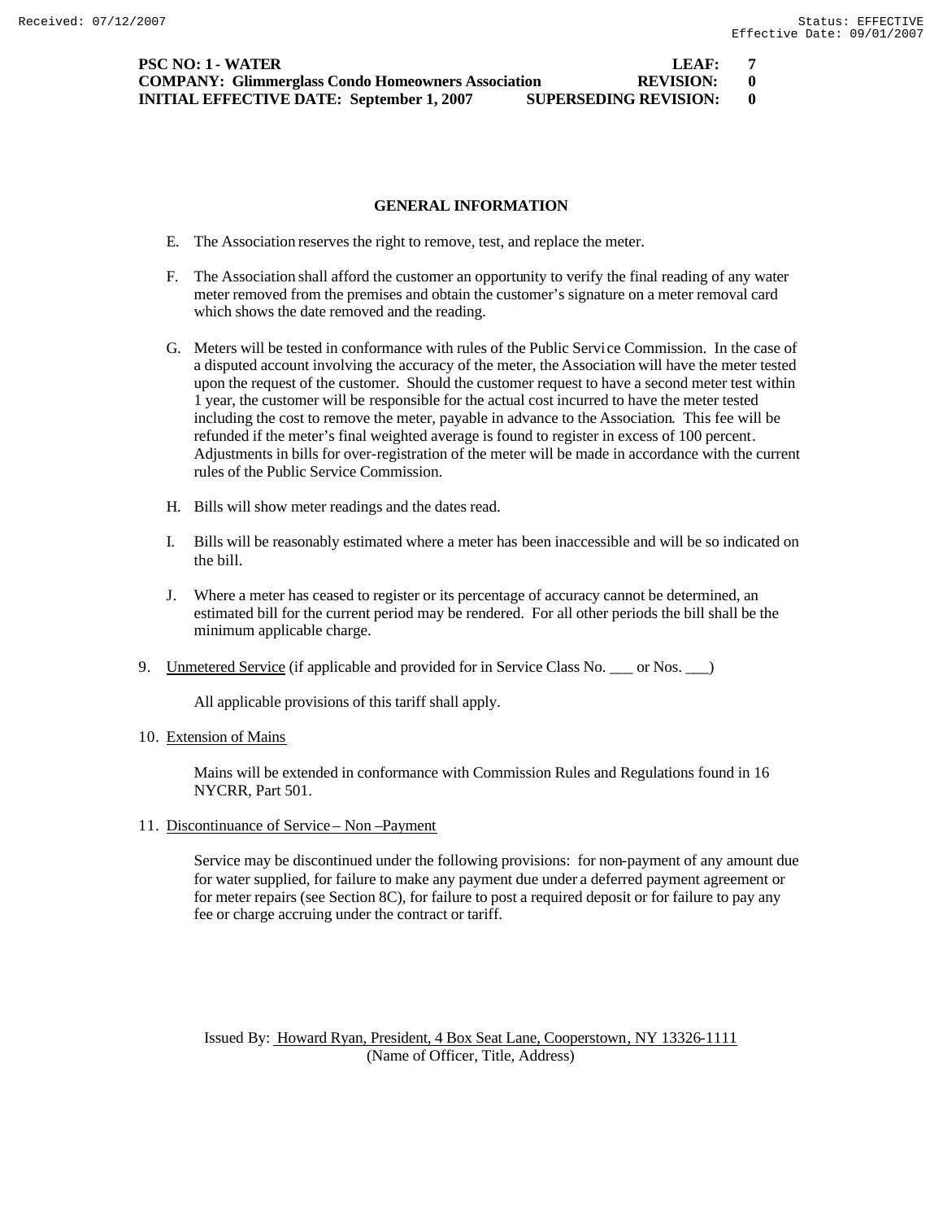**PSC NO: 1 - WATER** **LEAF: 7**
**COMPANY: Glimmerglass Condo Homeowners Association** **REVISION: 0**
**INITIAL EFFECTIVE DATE: September 1, 2007** **SUPERSEDING REVISION: 0**

## GENERAL INFORMATION

E. The Association reserves the right to remove, test, and replace the meter.

F. The Association shall afford the customer an opportunity to verify the final reading of any water meter removed from the premises and obtain the customer's signature on a meter removal card which shows the date removed and the reading.

G. Meters will be tested in conformance with rules of the Public Service Commission. In the case of a disputed account involving the accuracy of the meter, the Association will have the meter tested upon the request of the customer. Should the customer request to have a second meter test within 1 year, the customer will be responsible for the actual cost incurred to have the meter tested including the cost to remove the meter, payable in advance to the Association. This fee will be refunded if the meter's final weighted average is found to register in excess of 100 percent. Adjustments in bills for over-registration of the meter will be made in accordance with the current rules of the Public Service Commission.

H. Bills will show meter readings and the dates read.

I. Bills will be reasonably estimated where a meter has been inaccessible and will be so indicated on the bill.

J. Where a meter has ceased to register or its percentage of accuracy cannot be determined, an estimated bill for the current period may be rendered. For all other periods the bill shall be the minimum applicable charge.

9. Unmetered Service (if applicable and provided for in Service Class No. ___ or Nos. ___)

   All applicable provisions of this tariff shall apply.

10. Extension of Mains

    Mains will be extended in conformance with Commission Rules and Regulations found in 16 NYCRR, Part 501.

11. Discontinuance of Service – Non –Payment

    Service may be discontinued under the following provisions: for non-payment of any amount due for water supplied, for failure to make any payment due under a deferred payment agreement or for meter repairs (see Section 8C), for failure to post a required deposit or for failure to pay any fee or charge accruing under the contract or tariff.

Issued By: Howard Ryan, President, 4 Box Seat Lane, Cooperstown, NY 13326-1111
(Name of Officer, Title, Address)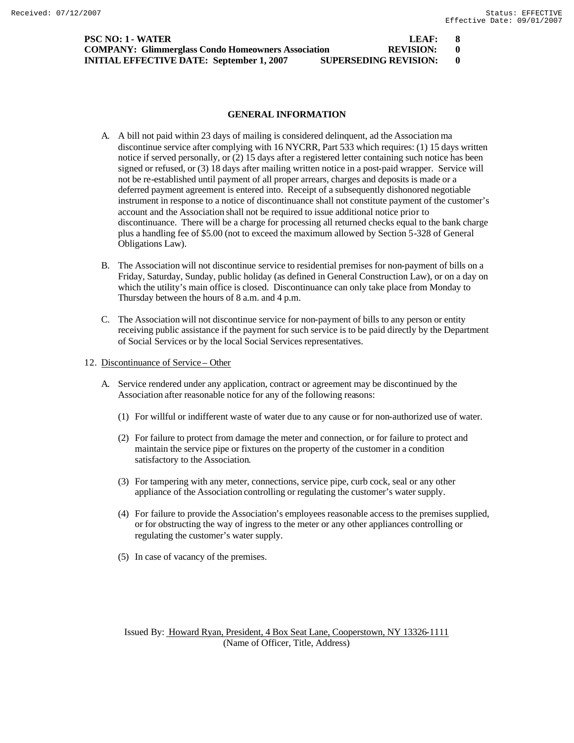**PSC NO: 1 - WATER LEAF: 8**
**COMPANY: Glimmerglass Condo Homeowners Association REVISION: 0**
**INITIAL EFFECTIVE DATE: September 1, 2007 SUPERSEDING REVISION: 0**

## GENERAL INFORMATION

A. A bill not paid within 23 days of mailing is considered delinquent, ad the Association ma discontinue service after complying with 16 NYCRR, Part 533 which requires: (1) 15 days written notice if served personally, or (2) 15 days after a registered letter containing such notice has been signed or refused, or (3) 18 days after mailing written notice in a post-paid wrapper. Service will not be re-established until payment of all proper arrears, charges and deposits is made or a deferred payment agreement is entered into. Receipt of a subsequently dishonored negotiable instrument in response to a notice of discontinuance shall not constitute payment of the customer's account and the Association shall not be required to issue additional notice prior to discontinuance. There will be a charge for processing all returned checks equal to the bank charge plus a handling fee of $5.00 (not to exceed the maximum allowed by Section 5-328 of General Obligations Law).

B. The Association will not discontinue service to residential premises for non-payment of bills on a Friday, Saturday, Sunday, public holiday (as defined in General Construction Law), or on a day on which the utility's main office is closed. Discontinuance can only take place from Monday to Thursday between the hours of 8 a.m. and 4 p.m.

C. The Association will not discontinue service for non-payment of bills to any person or entity receiving public assistance if the payment for such service is to be paid directly by the Department of Social Services or by the local Social Services representatives.

12. Discontinuance of Service – Other

A. Service rendered under any application, contract or agreement may be discontinued by the Association after reasonable notice for any of the following reasons:

(1) For willful or indifferent waste of water due to any cause or for non-authorized use of water.

(2) For failure to protect from damage the meter and connection, or for failure to protect and maintain the service pipe or fixtures on the property of the customer in a condition satisfactory to the Association.

(3) For tampering with any meter, connections, service pipe, curb cock, seal or any other appliance of the Association controlling or regulating the customer's water supply.

(4) For failure to provide the Association's employees reasonable access to the premises supplied, or for obstructing the way of ingress to the meter or any other appliances controlling or regulating the customer's water supply.

(5) In case of vacancy of the premises.

Issued By: Howard Ryan, President, 4 Box Seat Lane, Cooperstown, NY 13326-1111
(Name of Officer, Title, Address)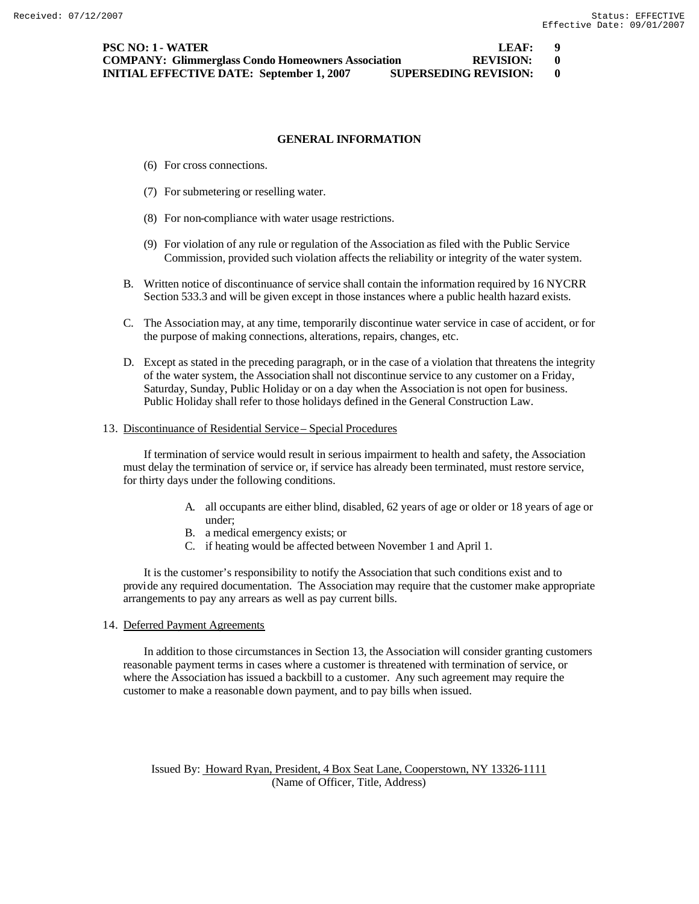## GENERAL INFORMATION

(6) For cross connections.

(7) For submetering or reselling water.

(8) For non-compliance with water usage restrictions.

(9) For violation of any rule or regulation of the Association as filed with the Public Service Commission, provided such violation affects the reliability or integrity of the water system.

B. Written notice of discontinuance of service shall contain the information required by 16 NYCRR Section 533.3 and will be given except in those instances where a public health hazard exists.

C. The Association may, at any time, temporarily discontinue water service in case of accident, or for the purpose of making connections, alterations, repairs, changes, etc.

D. Except as stated in the preceding paragraph, or in the case of a violation that threatens the integrity of the water system, the Association shall not discontinue service to any customer on a Friday, Saturday, Sunday, Public Holiday or on a day when the Association is not open for business. Public Holiday shall refer to those holidays defined in the General Construction Law.

13. Discontinuance of Residential Service – Special Procedures

If termination of service would result in serious impairment to health and safety, the Association must delay the termination of service or, if service has already been terminated, must restore service, for thirty days under the following conditions.

A. all occupants are either blind, disabled, 62 years of age or older or 18 years of age or under;
B. a medical emergency exists; or
C. if heating would be affected between November 1 and April 1.

It is the customer's responsibility to notify the Association that such conditions exist and to provide any required documentation. The Association may require that the customer make appropriate arrangements to pay any arrears as well as pay current bills.

14. Deferred Payment Agreements

In addition to those circumstances in Section 13, the Association will consider granting customers reasonable payment terms in cases where a customer is threatened with termination of service, or where the Association has issued a backbill to a customer. Any such agreement may require the customer to make a reasonable down payment, and to pay bills when issued.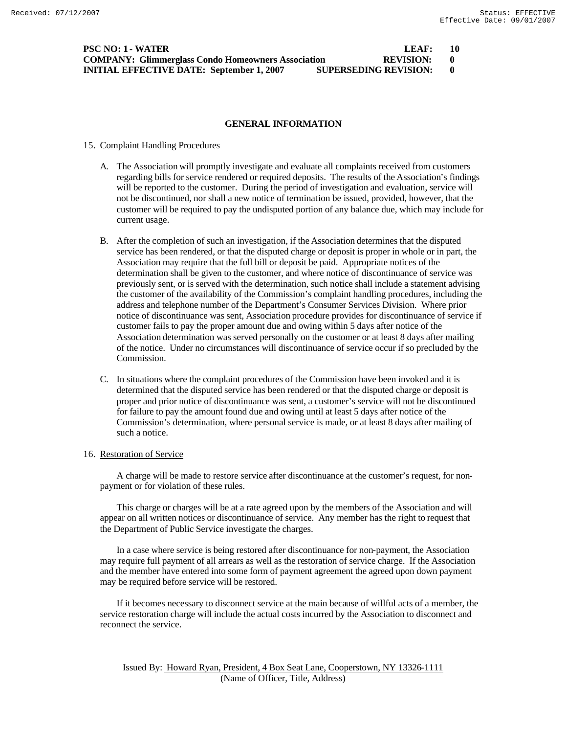**PSC NO: 1 - WATER** **LEAF: 10**
**COMPANY: Glimmerglass Condo Homeowners Association** **REVISION: 0**
**INITIAL EFFECTIVE DATE: September 1, 2007** **SUPERSEDING REVISION: 0**

## GENERAL INFORMATION

15. Complaint Handling Procedures

    A. The Association will promptly investigate and evaluate all complaints received from customers regarding bills for service rendered or required deposits. The results of the Association's findings will be reported to the customer. During the period of investigation and evaluation, service will not be discontinued, nor shall a new notice of termination be issued, provided, however, that the customer will be required to pay the undisputed portion of any balance due, which may include for current usage.

    B. After the completion of such an investigation, if the Association determines that the disputed service has been rendered, or that the disputed charge or deposit is proper in whole or in part, the Association may require that the full bill or deposit be paid. Appropriate notices of the determination shall be given to the customer, and where notice of discontinuance of service was previously sent, or is served with the determination, such notice shall include a statement advising the customer of the availability of the Commission's complaint handling procedures, including the address and telephone number of the Department's Consumer Services Division. Where prior notice of discontinuance was sent, Association procedure provides for discontinuance of service if customer fails to pay the proper amount due and owing within 5 days after notice of the Association determination was served personally on the customer or at least 8 days after mailing of the notice. Under no circumstances will discontinuance of service occur if so precluded by the Commission.

    C. In situations where the complaint procedures of the Commission have been invoked and it is determined that the disputed service has been rendered or that the disputed charge or deposit is proper and prior notice of discontinuance was sent, a customer's service will not be discontinued for failure to pay the amount found due and owing until at least 5 days after notice of the Commission's determination, where personal service is made, or at least 8 days after mailing of such a notice.

16. Restoration of Service

    A charge will be made to restore service after discontinuance at the customer's request, for non-payment or for violation of these rules.

    This charge or charges will be at a rate agreed upon by the members of the Association and will appear on all written notices or discontinuance of service. Any member has the right to request that the Department of Public Service investigate the charges.

    In a case where service is being restored after discontinuance for non-payment, the Association may require full payment of all arrears as well as the restoration of service charge. If the Association and the member have entered into some form of payment agreement the agreed upon down payment may be required before service will be restored.

    If it becomes necessary to disconnect service at the main because of willful acts of a member, the service restoration charge will include the actual costs incurred by the Association to disconnect and reconnect the service.

Issued By: Howard Ryan, President, 4 Box Seat Lane, Cooperstown, NY 13326-1111
(Name of Officer, Title, Address)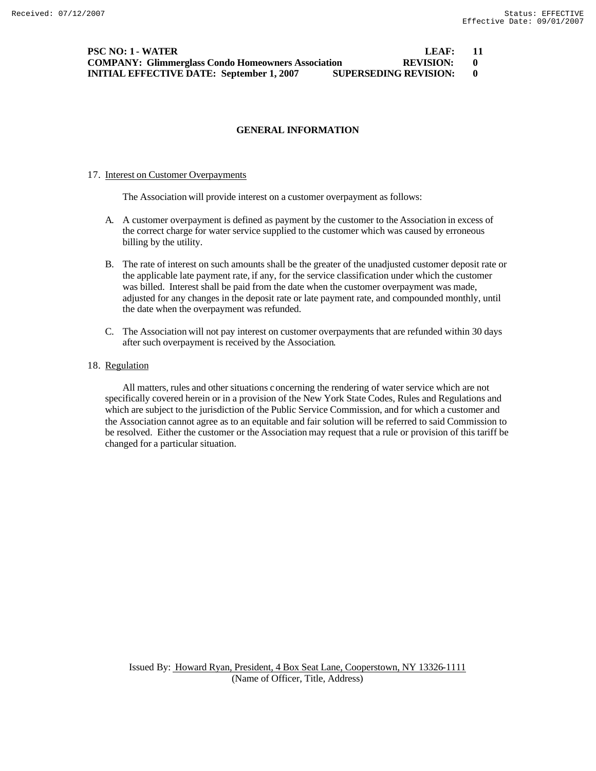**PSC NO: 1 - WATER** **LEAF: 11**
**COMPANY: Glimmerglass Condo Homeowners Association** **REVISION: 0**
**INITIAL EFFECTIVE DATE: September 1, 2007** **SUPERSEDING REVISION: 0**

## GENERAL INFORMATION

17. Interest on Customer Overpayments

The Association will provide interest on a customer overpayment as follows:

A. A customer overpayment is defined as payment by the customer to the Association in excess of the correct charge for water service supplied to the customer which was caused by erroneous billing by the utility.

B. The rate of interest on such amounts shall be the greater of the unadjusted customer deposit rate or the applicable late payment rate, if any, for the service classification under which the customer was billed. Interest shall be paid from the date when the customer overpayment was made, adjusted for any changes in the deposit rate or late payment rate, and compounded monthly, until the date when the overpayment was refunded.

C. The Association will not pay interest on customer overpayments that are refunded within 30 days after such overpayment is received by the Association.

18. Regulation

All matters, rules and other situations concerning the rendering of water service which are not specifically covered herein or in a provision of the New York State Codes, Rules and Regulations and which are subject to the jurisdiction of the Public Service Commission, and for which a customer and the Association cannot agree as to an equitable and fair solution will be referred to said Commission to be resolved. Either the customer or the Association may request that a rule or provision of this tariff be changed for a particular situation.

Issued By: Howard Ryan, President, 4 Box Seat Lane, Cooperstown, NY 13326-1111
(Name of Officer, Title, Address)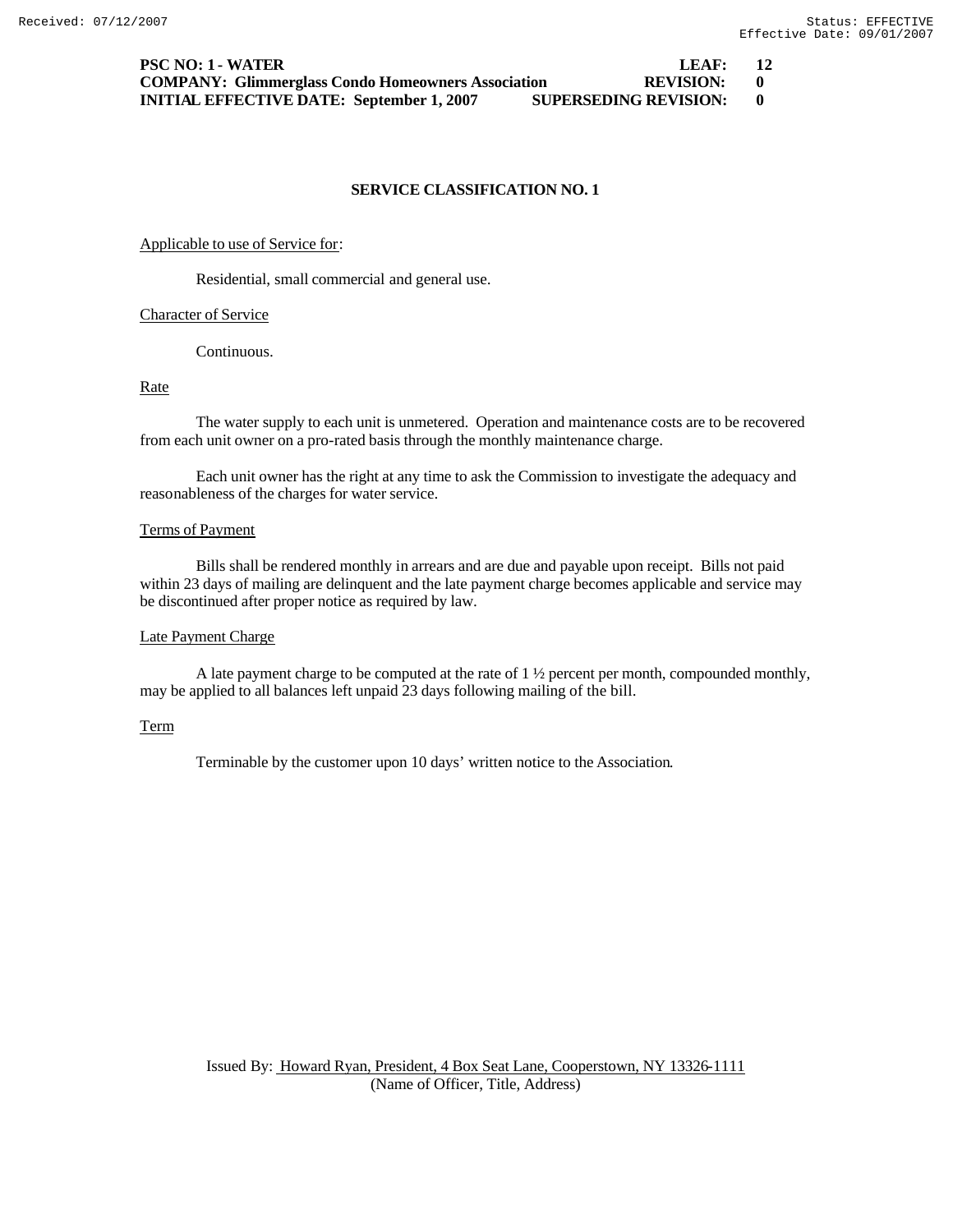**PSC NO: 1 - WATER** **LEAF: 12**
**COMPANY: Glimmerglass Condo Homeowners Association** **REVISION: 0**
**INITIAL EFFECTIVE DATE: September 1, 2007** **SUPERSEDING REVISION: 0**

## SERVICE CLASSIFICATION NO. 1

Applicable to use of Service for:

Residential, small commercial and general use.

Character of Service

Continuous.

Rate

The water supply to each unit is unmetered. Operation and maintenance costs are to be recovered from each unit owner on a pro-rated basis through the monthly maintenance charge.

Each unit owner has the right at any time to ask the Commission to investigate the adequacy and reasonableness of the charges for water service.

Terms of Payment

Bills shall be rendered monthly in arrears and are due and payable upon receipt. Bills not paid within 23 days of mailing are delinquent and the late payment charge becomes applicable and service may be discontinued after proper notice as required by law.

Late Payment Charge

A late payment charge to be computed at the rate of 1 ½ percent per month, compounded monthly, may be applied to all balances left unpaid 23 days following mailing of the bill.

Term

Terminable by the customer upon 10 days' written notice to the Association.

Issued By: Howard Ryan, President, 4 Box Seat Lane, Cooperstown, NY 13326-1111
(Name of Officer, Title, Address)